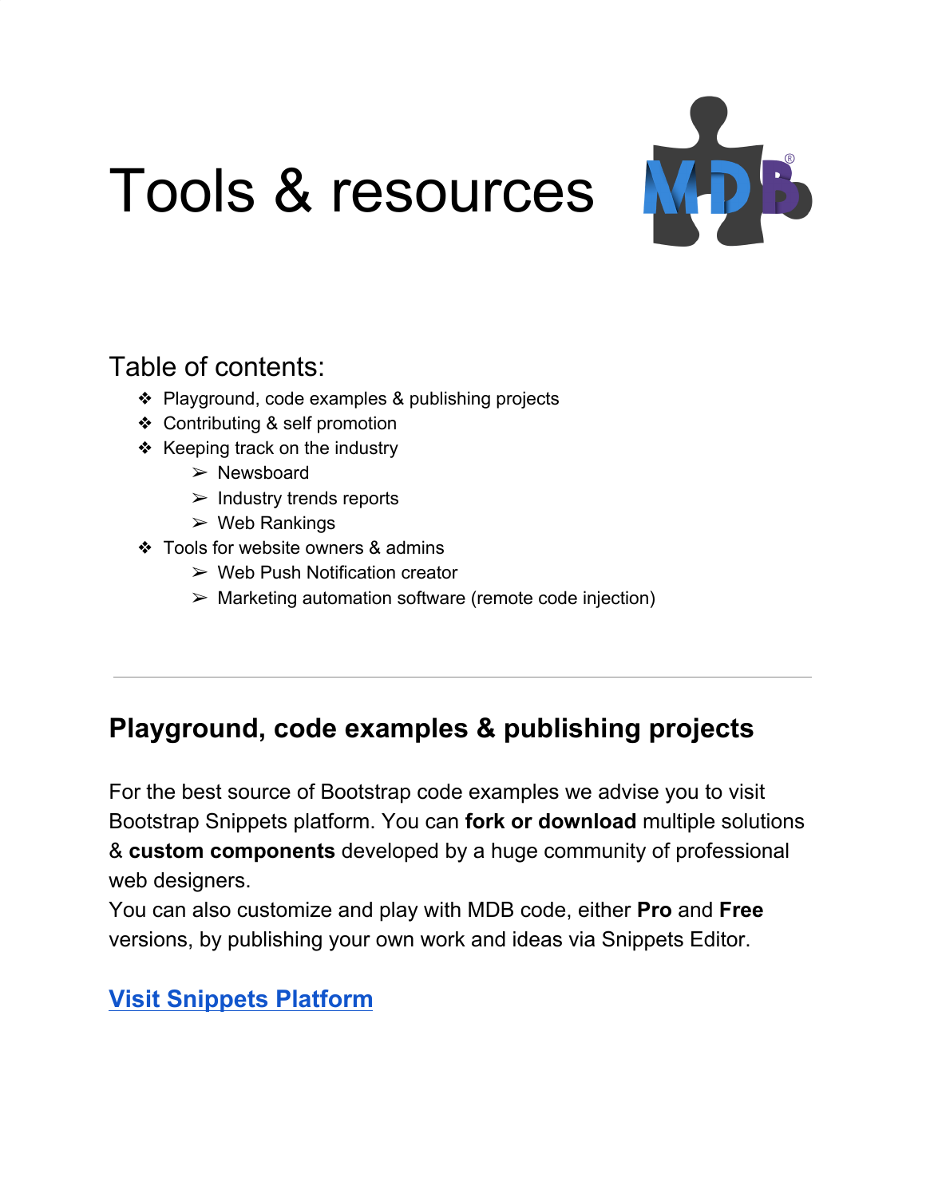# Tools & resources

## Table of contents:

- Playground, code examples & publishing projects
- Contributing & self promotion
- Keeping track on the industry
  - Newsboard
  - Industry trends reports
  - Web Rankings
- Tools for website owners & admins
  - Web Push Notification creator
  - Marketing automation software (remote code injection)

---

## Playground, code examples & publishing projects

For the best source of Bootstrap code examples we advise you to visit Bootstrap Snippets platform. You can **fork or download** multiple solutions & **custom components** developed by a huge community of professional web designers.
You can also customize and play with MDB code, either **Pro** and **Free** versions, by publishing your own work and ideas via Snippets Editor.

**Visit Snippets Platform**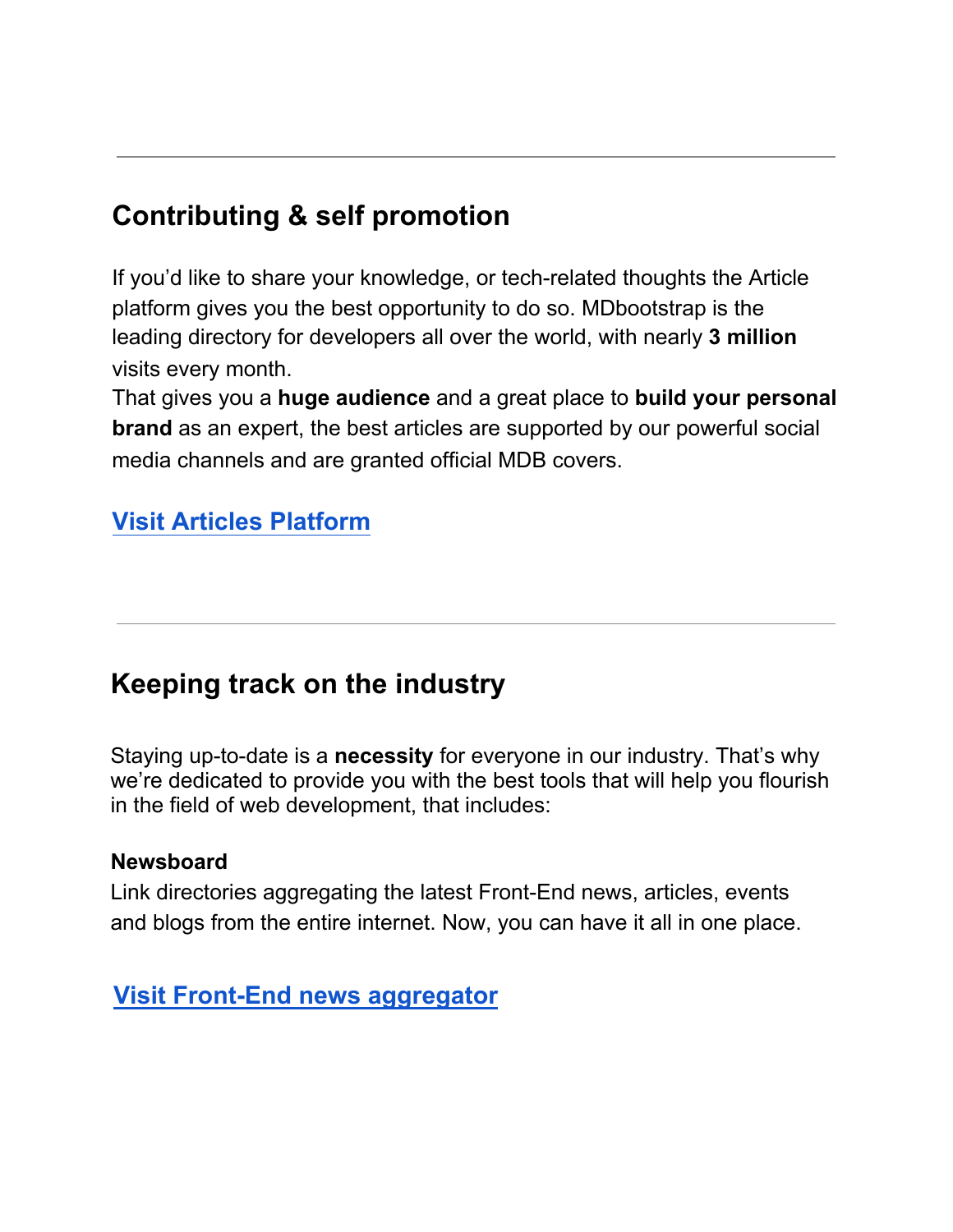---

## Contributing & self promotion

If you'd like to share your knowledge, or tech-related thoughts the Article platform gives you the best opportunity to do so. MDbootstrap is the leading directory for developers all over the world, with nearly **3 million** visits every month.
That gives you a **huge audience** and a great place to **build your personal brand** as an expert, the best articles are supported by our powerful social media channels and are granted official MDB covers.

### Visit Articles Platform

---

## Keeping track on the industry

Staying up-to-date is a **necessity** for everyone in our industry. That's why we're dedicated to provide you with the best tools that will help you flourish in the field of web development, that includes:

**Newsboard**
Link directories aggregating the latest Front-End news, articles, events and blogs from the entire internet. Now, you can have it all in one place.

### Visit Front-End news aggregator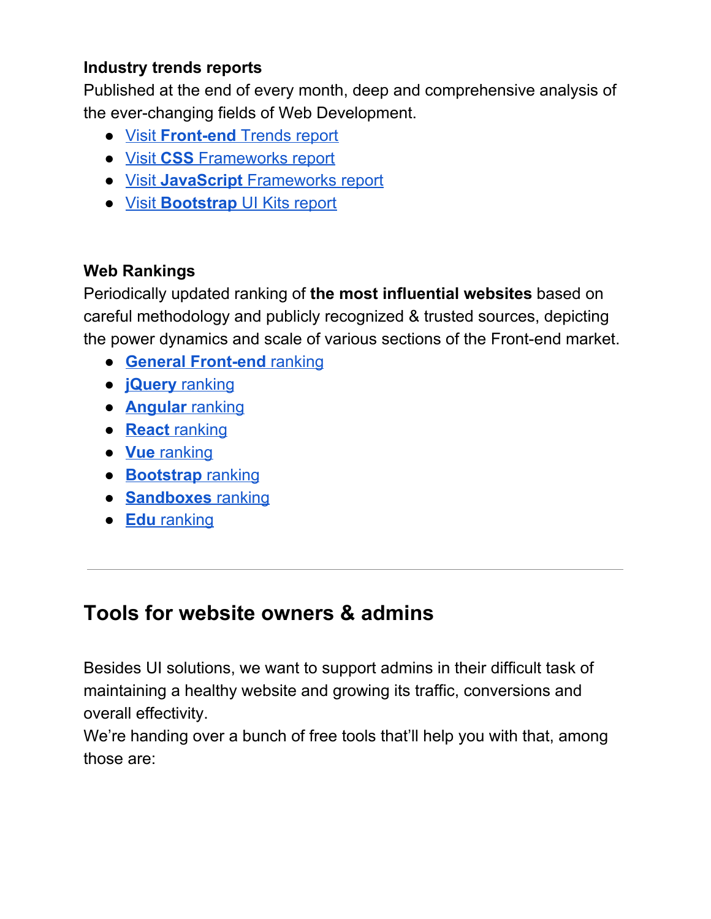**Industry trends reports**

Published at the end of every month, deep and comprehensive analysis of the ever-changing fields of Web Development.

- Visit **Front-end** Trends report
- Visit **CSS** Frameworks report
- Visit **JavaScript** Frameworks report
- Visit **Bootstrap** UI Kits report

**Web Rankings**

Periodically updated ranking of **the most influential websites** based on careful methodology and publicly recognized & trusted sources, depicting the power dynamics and scale of various sections of the Front-end market.

- **General Front-end** ranking
- **jQuery** ranking
- **Angular** ranking
- **React** ranking
- **Vue** ranking
- **Bootstrap** ranking
- **Sandboxes** ranking
- **Edu** ranking

---

## Tools for website owners & admins

Besides UI solutions, we want to support admins in their difficult task of maintaining a healthy website and growing its traffic, conversions and overall effectivity.

We're handing over a bunch of free tools that'll help you with that, among those are: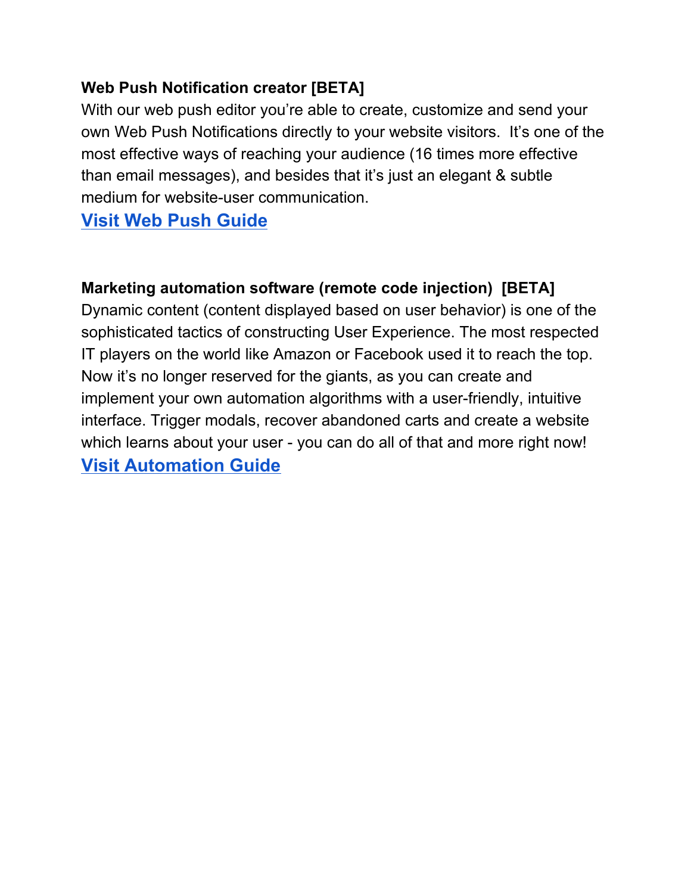**Web Push Notification creator [BETA]**

With our web push editor you're able to create, customize and send your own Web Push Notifications directly to your website visitors. It's one of the most effective ways of reaching your audience (16 times more effective than email messages), and besides that it's just an elegant & subtle medium for website-user communication.

**Visit Web Push Guide**

**Marketing automation software (remote code injection) [BETA]**

Dynamic content (content displayed based on user behavior) is one of the sophisticated tactics of constructing User Experience. The most respected IT players on the world like Amazon or Facebook used it to reach the top. Now it's no longer reserved for the giants, as you can create and implement your own automation algorithms with a user-friendly, intuitive interface. Trigger modals, recover abandoned carts and create a website which learns about your user - you can do all of that and more right now!

**Visit Automation Guide**